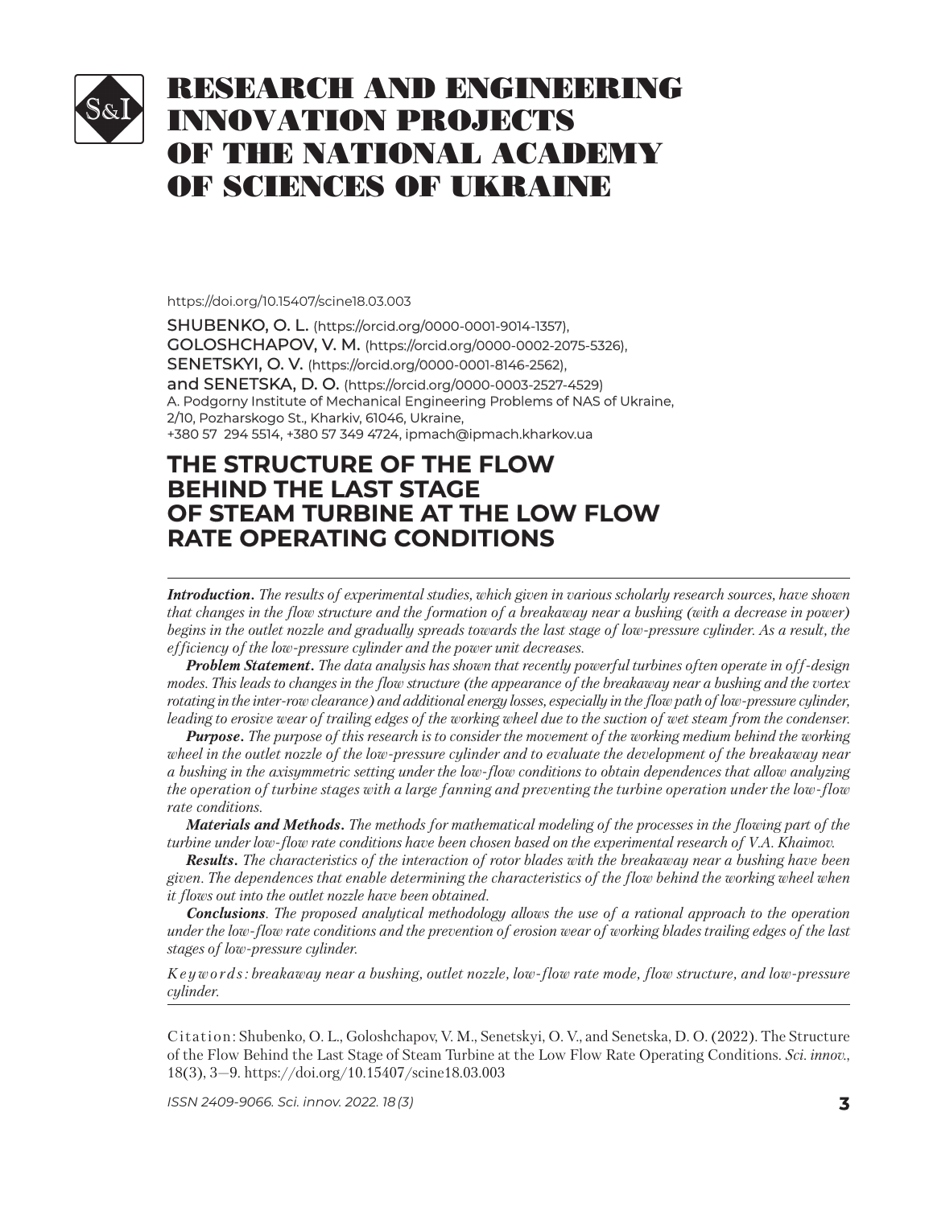# RESEARCH AND ENGINEERING INNOVATION PROJECTS OF THE NATIONAL ACADEMY OF SCIENCES OF UKRAINE

https://doi.org/10.15407/scine18.03.003

**SHUBENKO, O. L.** (https://orcid.org/0000-0001-9014-1357),
**GOLOSHCHAPOV, V. M.** (https://orcid.org/0000-0002-2075-5326),
**SENETSKYI, O. V.** (https://orcid.org/0000-0001-8146-2562),
**and SENETSKA, D. O.** (https://orcid.org/0000-0003-2527-4529)
A. Podgorny Institute of Mechanical Engineering Problems of NAS of Ukraine,
2/10, Pozharskogo St., Kharkiv, 61046, Ukraine,
+380 57 294 5514, +380 57 349 4724, ipmach@ipmach.kharkov.ua

## THE STRUCTURE OF THE FLOW BEHIND THE LAST STAGE OF STEAM TURBINE AT THE LOW FLOW RATE OPERATING CONDITIONS

***Introduction.*** *The results of experimental studies, which given in various scholarly research sources, have shown that changes in the flow structure and the formation of a breakaway near a bushing (with a decrease in power) begins in the outlet nozzle and gradually spreads towards the last stage of low-pressure cylinder. As a result, the efficiency of the low-pressure cylinder and the power unit decreases.*

***Problem Statement.*** *The data analysis has shown that recently powerful turbines often operate in off-design modes. This leads to changes in the flow structure (the appearance of the breakaway near a bushing and the vortex rotating in the inter-row clearance) and additional energy losses, especially in the flow path of low-pressure cylinder, leading to erosive wear of trailing edges of the working wheel due to the suction of wet steam from the condenser.*

***Purpose.*** *The purpose of this research is to consider the movement of the working medium behind the working wheel in the outlet nozzle of the low-pressure cylinder and to evaluate the development of the breakaway near a bushing in the axisymmetric setting under the low-flow conditions to obtain dependences that allow analyzing the operation of turbine stages with a large fanning and preventing the turbine operation under the low-flow rate conditions.*

***Materials and Methods.*** *The methods for mathematical modeling of the processes in the flowing part of the turbine under low-flow rate conditions have been chosen based on the experimental research of V.A. Khaimov.*

***Results.*** *The characteristics of the interaction of rotor blades with the breakaway near a bushing have been given. The dependences that enable determining the characteristics of the flow behind the working wheel when it flows out into the outlet nozzle have been obtained.*

***Conclusions***. *The proposed analytical methodology allows the use of a rational approach to the operation under the low-flow rate conditions and the prevention of erosion wear of working blades trailing edges of the last stages of low-pressure cylinder.*

*Keywords: breakaway near a bushing, outlet nozzle, low-flow rate mode, flow structure, and low-pressure cylinder.*

Citation: Shubenko, O. L., Goloshchapov, V. M., Senetskyi, O. V., and Senetska, D. O. (2022). The Structure of the Flow Behind the Last Stage of Steam Turbine at the Low Flow Rate Operating Conditions. *Sci. innov.*, 18(3), 3—9. https://doi.org/10.15407/scine18.03.003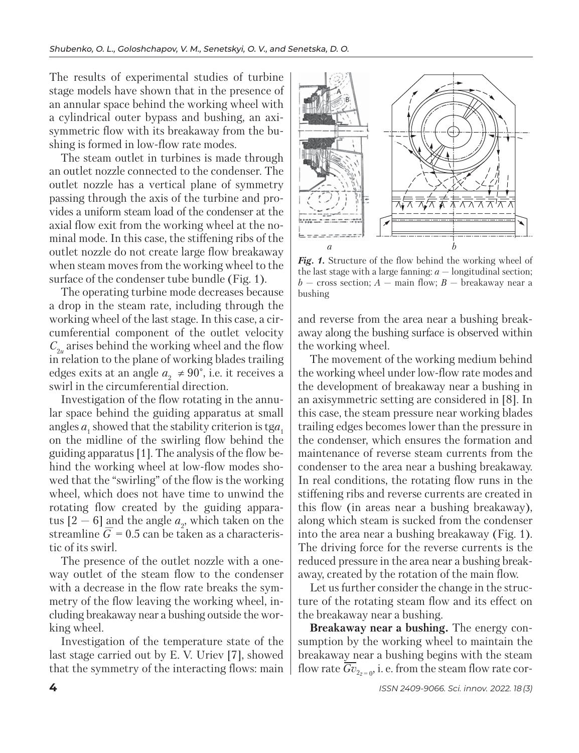The results of experimental studies of turbine stage models have shown that in the presence of an annular space behind the working wheel with a cylindrical outer bypass and bushing, an axisymmetric flow with its breakaway from the bushing is formed in low-flow rate modes.

The steam outlet in turbines is made through an outlet nozzle connected to the condenser. The outlet nozzle has a vertical plane of symmetry passing through the axis of the turbine and provides a uniform steam load of the condenser at the axial flow exit from the working wheel at the nominal mode. In this case, the stiffening ribs of the outlet nozzle do not create large flow breakaway when steam moves from the working wheel to the surface of the condenser tube bundle (Fig. 1).

The operating turbine mode decreases because a drop in the steam rate, including through the working wheel of the last stage. In this case, a circumferential component of the outlet velocity $C_{2u}$ arises behind the working wheel and the flow in relation to the plane of working blades trailing edges exits at an angle $a_2 \neq 90^{\circ}$, i.e. it receives a swirl in the circumferential direction.

Investigation of the flow rotating in the annular space behind the guiding apparatus at small angles $a_1$ showed that the stability criterion is $\text{tg}a_1$ on the midline of the swirling flow behind the guiding apparatus [1]. The analysis of the flow behind the working wheel at low-flow modes showed that the "swirling" of the flow is the working wheel, which does not have time to unwind the rotating flow created by the guiding apparatus [2 – 6] and the angle $a_2$, which taken on the streamline $\overline{G} = 0.5$ can be taken as a characteristic of its swirl.

The presence of the outlet nozzle with a one-way outlet of the steam flow to the condenser with a decrease in the flow rate breaks the symmetry of the flow leaving the working wheel, including breakaway near a bushing outside the working wheel.

Investigation of the temperature state of the last stage carried out by E. V. Uriev [7], showed that the symmetry of the interacting flows: main and reverse from the area near a bushing breakaway along the bushing surface is observed within the working wheel.

***Fig. 1.*** Structure of the flow behind the working wheel of the last stage with a large fanning: *a* — longitudinal section; *b* — cross section; *A* — main flow; *B* — breakaway near a bushing

The movement of the working medium behind the working wheel under low-flow rate modes and the development of breakaway near a bushing in an axisymmetric setting are considered in [8]. In this case, the steam pressure near working blades trailing edges becomes lower than the pressure in the condenser, which ensures the formation and maintenance of reverse steam currents from the condenser to the area near a bushing breakaway. In real conditions, the rotating flow runs in the stiffening ribs and reverse currents are created in this flow (in areas near a bushing breakaway), along which steam is sucked from the condenser into the area near a bushing breakaway (Fig. 1). The driving force for the reverse currents is the reduced pressure in the area near a bushing breakaway, created by the rotation of the main flow.

Let us further consider the change in the structure of the rotating steam flow and its effect on the breakaway near a bushing.

**Breakaway near a bushing.** The energy consumption by the working wheel to maintain the breakaway near a bushing begins with the steam flow rate $\overline{Gv}_{2_{z=0}}$, i. e. from the steam flow rate cor-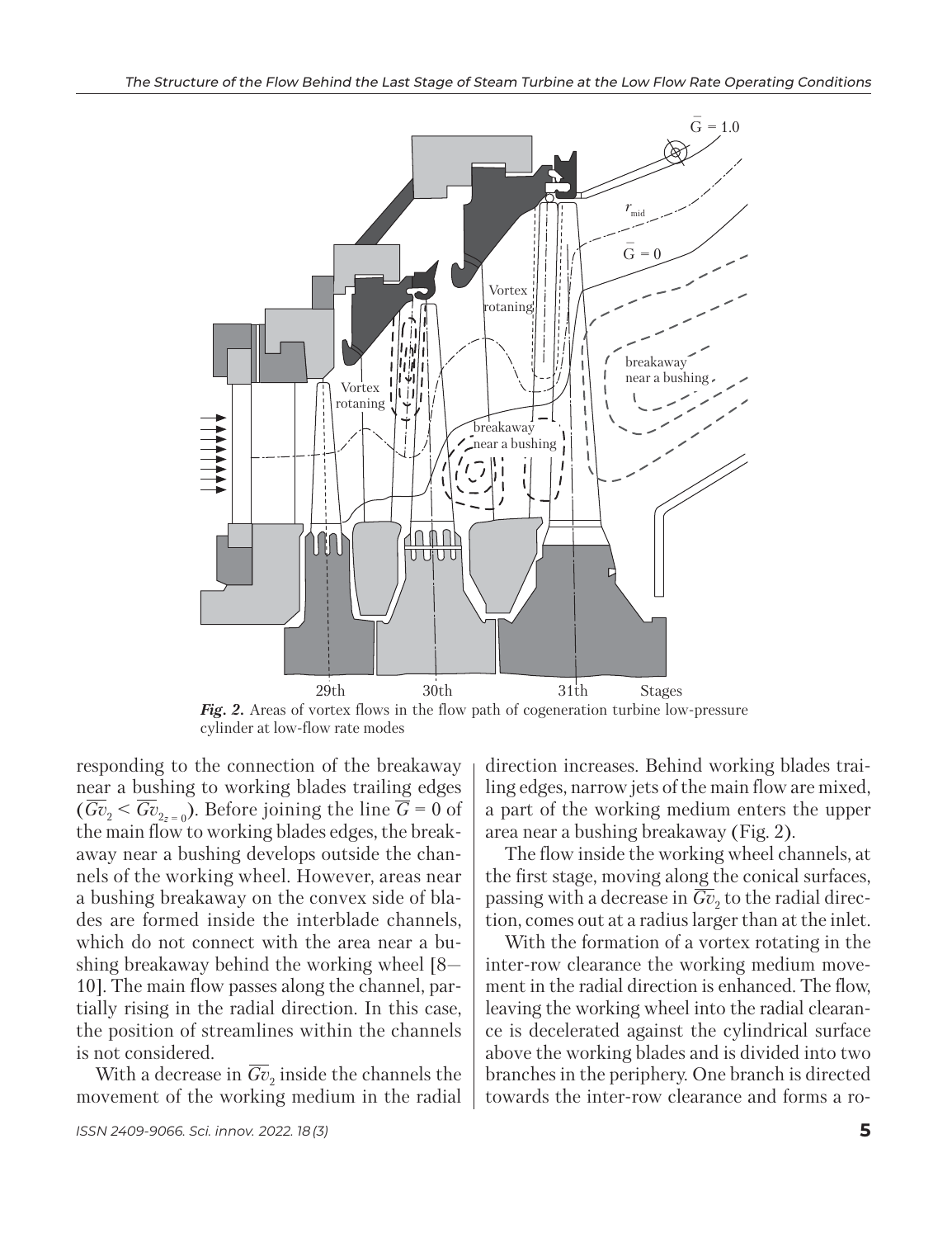*Fig. 2.* Areas of vortex flows in the flow path of cogeneration turbine low-pressure cylinder at low-flow rate modes

responding to the connection of the breakaway near a bushing to working blades trailing edges ($\overline{Gv}_2 < \overline{Gv}_{2_{z=0}}$). Before joining the line $\overline{G} = 0$ of the main flow to working blades edges, the breakaway near a bushing develops outside the channels of the working wheel. However, areas near a bushing breakaway on the convex side of blades are formed inside the interblade channels, which do not connect with the area near a bushing breakaway behind the working wheel [8–10]. The main flow passes along the channel, partially rising in the radial direction. In this case, the position of streamlines within the channels is not considered.

With a decrease in $\overline{Gv}_2$ inside the channels the movement of the working medium in the radial direction increases. Behind working blades trailing edges, narrow jets of the main flow are mixed, a part of the working medium enters the upper area near a bushing breakaway (Fig. 2).

The flow inside the working wheel channels, at the first stage, moving along the conical surfaces, passing with a decrease in $\overline{Gv}_2$ to the radial direction, comes out at a radius larger than at the inlet.

With the formation of a vortex rotating in the inter-row clearance the working medium movement in the radial direction is enhanced. The flow, leaving the working wheel into the radial clearance is decelerated against the cylindrical surface above the working blades and is divided into two branches in the periphery. One branch is directed towards the inter-row clearance and forms a ro-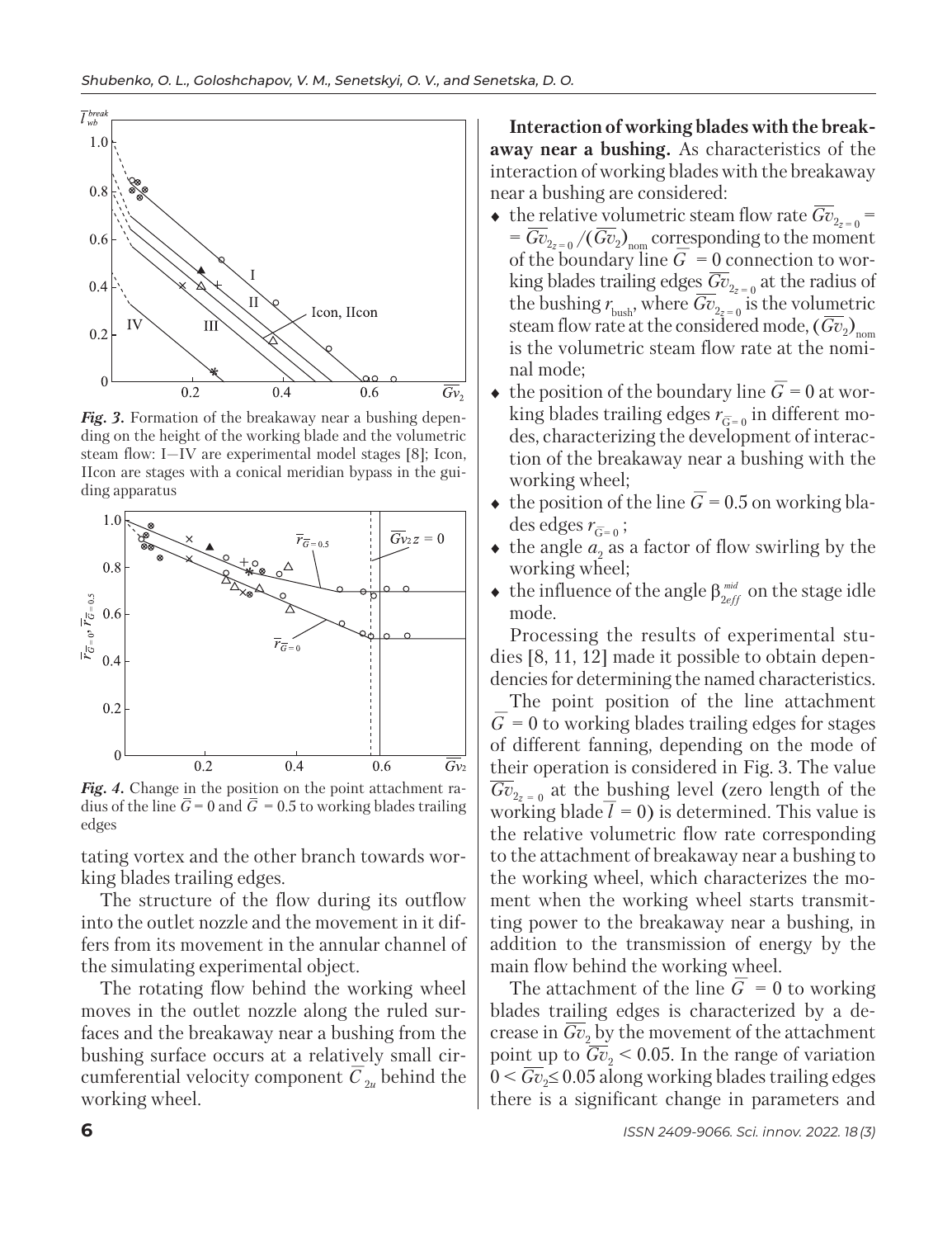*Fig. 3.* Formation of the breakaway near a bushing depending on the height of the working blade and the volumetric steam flow: I—IV are experimental model stages [8]; Icon, IIcon are stages with a conical meridian bypass in the guiding apparatus

*Fig. 4.* Change in the position on the point attachment radius of the line $\bar{G} = 0$ and $\bar{G} = 0.5$ to working blades trailing edges

tating vortex and the other branch towards working blades trailing edges.

The structure of the flow during its outflow into the outlet nozzle and the movement in it differs from its movement in the annular channel of the simulating experimental object.

The rotating flow behind the working wheel moves in the outlet nozzle along the ruled surfaces and the breakaway near a bushing from the bushing surface occurs at a relatively small circumferential velocity component $\bar{C}_{2u}$ behind the working wheel.

**Interaction of working blades with the breakaway near a bushing.** As characteristics of the interaction of working blades with the breakaway near a bushing are considered:

- the relative volumetric steam flow rate $\overline{Gv}_{2_{z=0}} = \overline{Gv}_{2_{z=0}}/(\overline{Gv}_2)_{\text{nom}}$ corresponding to the moment of the boundary line $\bar{G} = 0$ connection to working blades trailing edges $\overline{Gv}_{2_{z=0}}$ at the radius of the bushing $r_{\text{bush}}$, where $\overline{Gv}_{2_{z=0}}$ is the volumetric steam flow rate at the considered mode, $(\overline{Gv}_2)_{\text{nom}}$ is the volumetric steam flow rate at the nominal mode;
- the position of the boundary line $\bar{G} = 0$ at working blades trailing edges $r_{\bar{G}=0}$ in different modes, characterizing the development of interaction of the breakaway near a bushing with the working wheel;
- the position of the line $\bar{G} = 0.5$ on working blades edges $r_{\bar{G}=0}$;
- the angle $a_2$ as a factor of flow swirling by the working wheel;
- the influence of the angle $\beta_{2eff}^{mid}$ on the stage idle mode.

Processing the results of experimental studies [8, 11, 12] made it possible to obtain dependencies for determining the named characteristics.

The point position of the line attachment $\bar{G} = 0$ to working blades trailing edges for stages of different fanning, depending on the mode of their operation is considered in Fig. 3. The value $\overline{Gv}_{2_{z=0}}$ at the bushing level (zero length of the working blade $\bar{l} = 0$) is determined. This value is the relative volumetric flow rate corresponding to the attachment of breakaway near a bushing to the working wheel, which characterizes the moment when the working wheel starts transmitting power to the breakaway near a bushing, in addition to the transmission of energy by the main flow behind the working wheel.

The attachment of the line $\bar{G} = 0$ to working blades trailing edges is characterized by a decrease in $\overline{Gv}_2$ by the movement of the attachment point up to $\overline{Gv}_2 < 0.05$. In the range of variation $0 < \overline{Gv}_2 \leq 0.05$ along working blades trailing edges there is a significant change in parameters and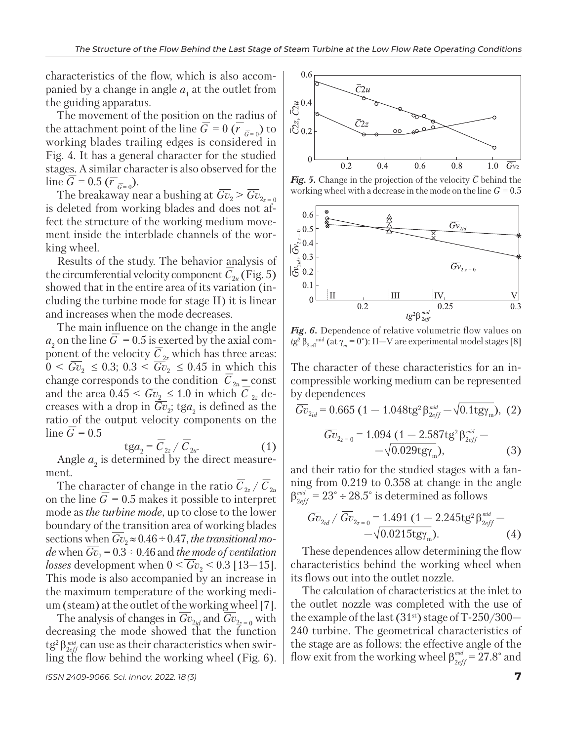characteristics of the flow, which is also accompanied by a change in angle $a_1$ at the outlet from the guiding apparatus.

The movement of the position on the radius of the attachment point of the line $\bar{G} = 0$ ($\bar{r}_{\bar{G}=0}$) to working blades trailing edges is considered in Fig. 4. It has a general character for the studied stages. A similar character is also observed for the line $\bar{G} = 0.5$ ($\bar{r}_{\bar{G}=0}$).

The breakaway near a bushing at $\overline{Gv}_2 > \overline{Gv}_{2_{z=0}}$ is deleted from working blades and does not affect the structure of the working medium movement inside the interblade channels of the working wheel.

Results of the study. The behavior analysis of the circumferential velocity component $\bar{C}_{2u}$ (Fig. 5) showed that in the entire area of its variation (including the turbine mode for stage II) it is linear and increases when the mode decreases.

The main influence on the change in the angle $a_2$ on the line $\bar{G} = 0.5$ is exerted by the axial component of the velocity $\bar{C}_{2z}$ which has three areas: $0 < \overline{Gv}_2 \le 0.3$; $0.3 < \overline{Gv}_2 \le 0.45$ in which this change corresponds to the condition $\bar{C}_{2u} = \text{const}$ and the area $0.45 < \overline{Gv}_2 \le 1.0$ in which $\bar{C}_{2z}$ decreases with a drop in $\overline{Gv}_2$; $\text{tg}a_2$ is defined as the ratio of the output velocity components on the line $\bar{G} = 0.5$

$$\text{tg}a_2 = \bar{C}_{2z} / \bar{C}_{2u}. \quad (1)$$

Angle $a_2$ is determined by the direct measurement.

The character of change in the ratio $\bar{C}_{2z} / \bar{C}_{2u}$ on the line $\bar{G} = 0.5$ makes it possible to interpret mode as *the turbine mode*, up to close to the lower boundary of the transition area of working blades sections when $\overline{Gv}_2 \approx 0.46 \div 0.47$, *the transitional mode* when $\overline{Gv}_2 = 0.3 \div 0.46$ and *the mode of ventilation losses* development when $0 < \overline{Gv}_2 < 0.3$ [13—15]. This mode is also accompanied by an increase in the maximum temperature of the working medium (steam) at the outlet of the working wheel [7].

The analysis of changes in $\overline{Gv}_{2_{id}}$ and $\overline{Gv}_{2_{z=0}}$ with decreasing the mode showed that the function $\text{tg}^2\beta_{2eff}^{mid}$ can use as their characteristics when swirling the flow behind the working wheel (Fig. 6).

***Fig. 5.*** Change in the projection of the velocity $\bar{C}$ behind the working wheel with a decrease in the mode on the line $\bar{G} = 0.5$

***Fig. 6.*** Dependence of relative volumetric flow values on $tg^2\beta_{2\,\text{eff}}^{\text{mid}}$ (at $\gamma_m = 0°$): II—V are experimental model stages [8]

The character of these characteristics for an incompressible working medium can be represented by dependences

$$\overline{Gv}_{2_{id}} = 0.665\,(1 - 1.048\text{tg}^2\beta_{2eff}^{mid} - \sqrt{0.1\text{tg}\gamma_m}), \quad (2)$$

$$\overline{Gv}_{2_{z=0}} = 1.094\,(1 - 2.587\text{tg}^2\beta_{2eff}^{mid} - \sqrt{0.029\text{tg}\gamma_m}), \quad (3)$$

and their ratio for the studied stages with a fanning from 0.219 to 0.358 at change in the angle $\beta_{2eff}^{mid} = 23° \div 28.5°$ is determined as follows

$$\overline{Gv}_{2_{id}} / \overline{Gv}_{2_{z=0}} = 1.491\,(1 - 2.245\text{tg}^2\beta_{2eff}^{mid} - \sqrt{0.0215\text{tg}\gamma_m}). \quad (4)$$

These dependences allow determining the flow characteristics behind the working wheel when its flows out into the outlet nozzle.

The calculation of characteristics at the inlet to the outlet nozzle was completed with the use of the example of the last (31st) stage of T-250/300—240 turbine. The geometrical characteristics of the stage are as follows: the effective angle of the flow exit from the working wheel $\beta_{2eff}^{mid} = 27.8°$ and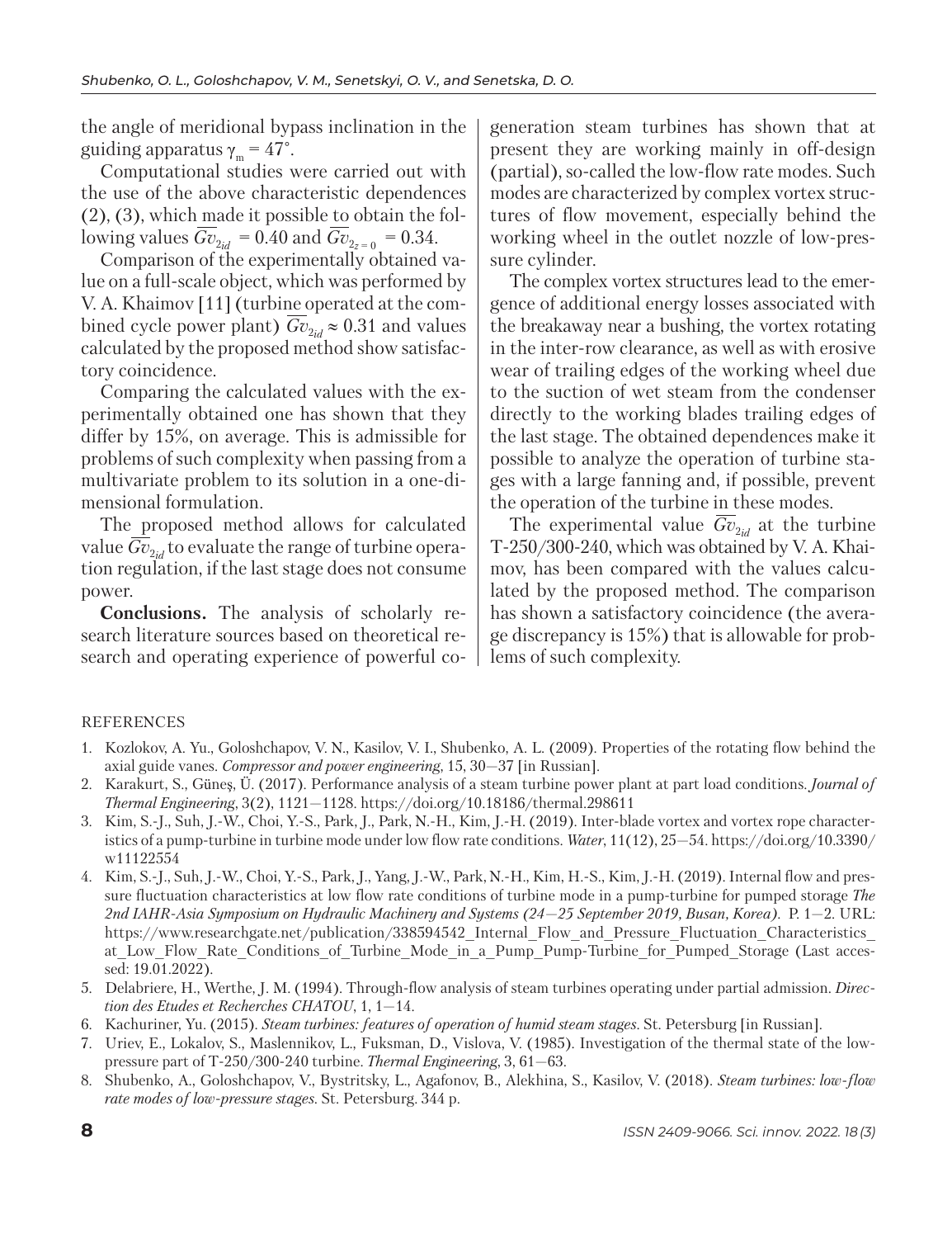the angle of meridional bypass inclination in the guiding apparatus $\gamma_m = 47°$.

Computational studies were carried out with the use of the above characteristic dependences (2), (3), which made it possible to obtain the following values $\overline{Gv}_{2_{id}} = 0.40$ and $\overline{Gv}_{2_{z=0}} = 0.34$.

Comparison of the experimentally obtained value on a full-scale object, which was performed by V. A. Khaimov [11] (turbine operated at the combined cycle power plant) $\overline{Gv}_{2_{id}} \approx 0.31$ and values calculated by the proposed method show satisfactory coincidence.

Comparing the calculated values with the experimentally obtained one has shown that they differ by 15%, on average. This is admissible for problems of such complexity when passing from a multivariate problem to its solution in a one-dimensional formulation.

The proposed method allows for calculated value $\overline{Gv}_{2_{id}}$ to evaluate the range of turbine operation regulation, if the last stage does not consume power.

**Conclusions.** The analysis of scholarly research literature sources based on theoretical research and operating experience of powerful cogeneration steam turbines has shown that at present they are working mainly in off-design (partial), so-called the low-flow rate modes. Such modes are characterized by complex vortex structures of flow movement, especially behind the working wheel in the outlet nozzle of low-pressure cylinder.

The complex vortex structures lead to the emergence of additional energy losses associated with the breakaway near a bushing, the vortex rotating in the inter-row clearance, as well as with erosive wear of trailing edges of the working wheel due to the suction of wet steam from the condenser directly to the working blades trailing edges of the last stage. The obtained dependences make it possible to analyze the operation of turbine stages with a large fanning and, if possible, prevent the operation of the turbine in these modes.

The experimental value $\overline{Gv}_{2_{id}}$ at the turbine T-250/300-240, which was obtained by V. A. Khaimov, has been compared with the values calculated by the proposed method. The comparison has shown a satisfactory coincidence (the average discrepancy is 15%) that is allowable for problems of such complexity.

REFERENCES

1. Kozlokov, A. Yu., Goloshchapov, V. N., Kasilov, V. I., Shubenko, A. L. (2009). Properties of the rotating flow behind the axial guide vanes. *Compressor and power engineering*, 15, 30—37 [in Russian].
2. Karakurt, S., Güneş, Ü. (2017). Performance analysis of a steam turbine power plant at part load conditions. *Journal of Thermal Engineering*, 3(2), 1121—1128. https://doi.org/10.18186/thermal.298611
3. Kim, S.-J., Suh, J.-W., Choi, Y.-S., Park, J., Park, N.-H., Kim, J.-H. (2019). Inter-blade vortex and vortex rope characteristics of a pump-turbine in turbine mode under low flow rate conditions. *Water*, 11(12), 25—54. https://doi.org/10.3390/w11122554
4. Kim, S.-J., Suh, J.-W., Choi, Y.-S., Park, J., Yang, J.-W., Park, N.-H., Kim, H.-S., Kim, J.-H. (2019). Internal flow and pressure fluctuation characteristics at low flow rate conditions of turbine mode in a pump-turbine for pumped storage *The 2nd IAHR-Asia Symposium on Hydraulic Machinery and Systems (24—25 September 2019, Busan, Korea)*. P. 1—2. URL: https://www.researchgate.net/publication/338594542_Internal_Flow_and_Pressure_Fluctuation_Characteristics_at_Low_Flow_Rate_Conditions_of_Turbine_Mode_in_a_Pump_Pump-Turbine_for_Pumped_Storage (Last accessed: 19.01.2022).
5. Delabriere, H., Werthe, J. M. (1994). Through-flow analysis of steam turbines operating under partial admission. *Direction des Etudes et Recherches CHATOU*, 1, 1—14.
6. Kachuriner, Yu. (2015). *Steam turbines: features of operation of humid steam stages*. St. Petersburg [in Russian].
7. Uriev, E., Lokalov, S., Maslennikov, L., Fuksman, D., Vislova, V. (1985). Investigation of the thermal state of the low-pressure part of T-250/300-240 turbine. *Thermal Engineering*, 3, 61—63.
8. Shubenko, A., Goloshchapov, V., Bystritsky, L., Agafonov, B., Alekhina, S., Kasilov, V. (2018). *Steam turbines: low-flow rate modes of low-pressure stages*. St. Petersburg. 344 p.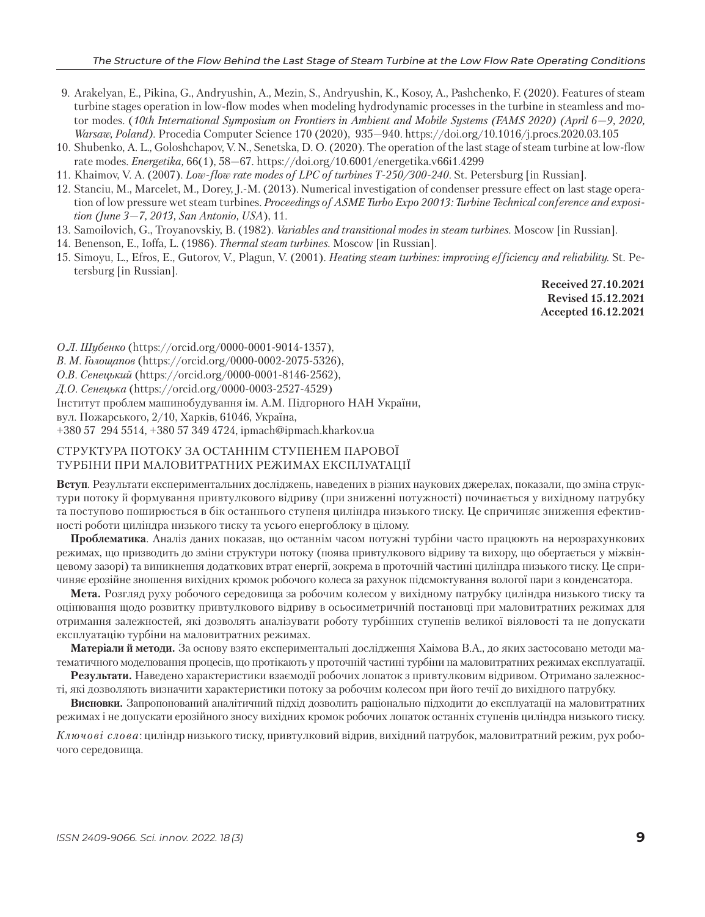9. Arakelyan, E., Pikina, G., Andryushin, A., Mezin, S., Andryushin, K., Kosoy, A., Pashchenko, F. (2020). Features of steam turbine stages operation in low-flow modes when modeling hydrodynamic processes in the turbine in steamless and motor modes. (*10th International Symposium on Frontiers in Ambient and Mobile Systems (FAMS 2020) (April 6—9, 2020, Warsaw, Poland)*. Procedia Computer Science 170 (2020), 935—940. https://doi.org/10.1016/j.procs.2020.03.105
10. Shubenko, A. L., Goloshchapov, V. N., Senetska, D. O. (2020). The operation of the last stage of steam turbine at low-flow rate modes. *Energetika*, 66(1), 58—67. https://doi.org/10.6001/energetika.v66i1.4299
11. Khaimov, V. A. (2007). *Low-flow rate modes of LPC of turbines T-250/300-240*. St. Petersburg [in Russian].
12. Stanciu, M., Marcelet, M., Dorey, J.-M. (2013). Numerical investigation of condenser pressure effect on last stage operation of low pressure wet steam turbines. *Proceedings of ASME Turbo Expo 20013: Turbine Technical conference and exposition (June 3—7, 2013, San Antonio, USA*), 11.
13. Samoilovich, G., Troyanovskiy, B. (1982). *Variables and transitional modes in steam turbines*. Moscow [in Russian].
14. Benenson, E., Ioffa, L. (1986). *Thermal steam turbines*. Moscow [in Russian].
15. Simoyu, L., Efros, E., Gutorov, V., Plagun, V. (2001). *Heating steam turbines: improving efficiency and reliability*. St. Petersburg [in Russian].

**Received 27.10.2021**
**Revised 15.12.2021**
**Accepted 16.12.2021**

*О.Л. Шубенко* (https://orcid.org/0000-0001-9014-1357),
*В. М. Голощапов* (https://orcid.org/0000-0002-2075-5326),
*О.В. Сенецький* (https://orcid.org/0000-0001-8146-2562),
*Д.О. Сенецька* (https://orcid.org/0000-0003-2527-4529)
Інститут проблем машинобудування ім. А.М. Підгорного НАН України,
вул. Пожарського, 2/10, Харків, 61046, Україна,
+380 57 294 5514, +380 57 349 4724, ipmach@ipmach.kharkov.ua

## СТРУКТУРА ПОТОКУ ЗА ОСТАННІМ СТУПЕНЕМ ПАРОВОЇ ТУРБІНИ ПРИ МАЛОВИТРАТНИХ РЕЖИМАХ ЕКСПЛУАТАЦІЇ

**Вступ**. Результати експериментальних досліджень, наведених в різних наукових джерелах, показали, що зміна структури потоку й формування привтулкового відриву (при зниженні потужності) починається у вихідному патрубку та поступово поширюється в бік останнього ступеня циліндра низького тиску. Це спричиняє зниження ефективності роботи циліндра низького тиску та усього енергоблоку в цілому.

**Проблематика**. Аналіз даних показав, що останнім часом потужні турбіни часто працюють на нерозрахункових режимах, що призводить до зміни структури потоку (поява привтулкового відриву та вихору, що обертається у міжвінцевому зазорі) та виникнення додаткових втрат енергії, зокрема в проточній частині циліндра низького тиску. Це спричиняє ерозійне зношення вихідних кромок робочого колеса за рахунок підсмоктування вологої пари з конденсатора.

**Мета.** Розгляд руху робочого середовища за робочим колесом у вихідному патрубку циліндра низького тиску та оцінювання щодо розвитку привтулкового відриву в осьосиметричній постановці при маловитратних режимах для отримання залежностей, які дозволять аналізувати роботу турбінних ступенів великої віяловості та не допускати експлуатацію турбіни на маловитратних режимах.

**Матеріали й методи.** За основу взято експериментальні дослідження Хаімова В.А., до яких застосовано методи математичного моделювання процесів, що протікають у проточній частині турбіни на маловитратних режимах експлуатації.

**Результати.** Наведено характеристики взаємодії робочих лопаток з привтулковим відривом. Отримано залежності, які дозволяють визначити характеристики потоку за робочим колесом при його течії до вихідного патрубку.

**Висновки.** Запропонований аналітичний підхід дозволить раціонально підходити до експлуатації на маловитратних режимах і не допускати ерозійного зносу вихідних кромок робочих лопаток останніх ступенів циліндра низького тиску.

*Ключові слова*: циліндр низького тиску, привтулковий відрив, вихідний патрубок, маловитратний режим, рух робочого середовища.